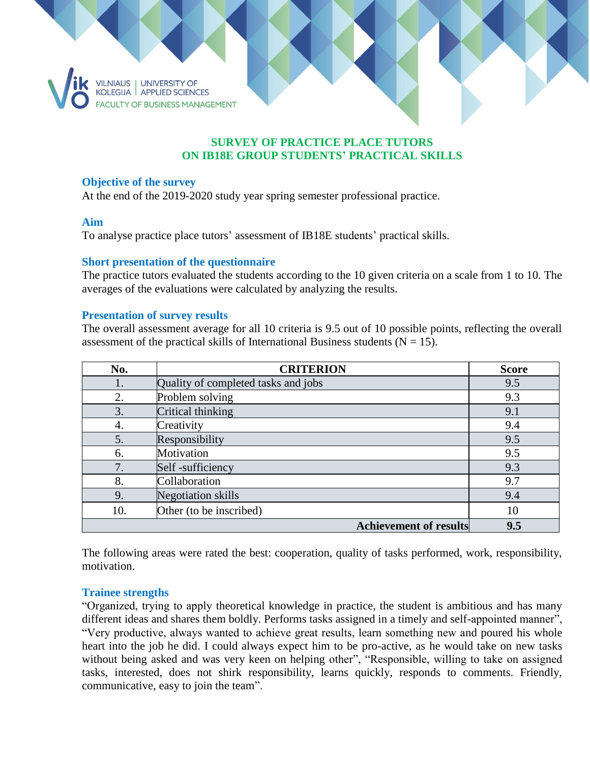VILNIAUS KOLEGIJA | UNIVERSITY OF APPLIED SCIENCES
FACULTY OF BUSINESS MANAGEMENT

# SURVEY OF PRACTICE PLACE TUTORS ON IB18E GROUP STUDENTS' PRACTICAL SKILLS

### Objective of the survey

At the end of the 2019-2020 study year spring semester professional practice.

### Aim

To analyse practice place tutors' assessment of IB18E students' practical skills.

### Short presentation of the questionnaire

The practice tutors evaluated the students according to the 10 given criteria on a scale from 1 to 10. The averages of the evaluations were calculated by analyzing the results.

### Presentation of survey results

The overall assessment average for all 10 criteria is 9.5 out of 10 possible points, reflecting the overall assessment of the practical skills of International Business students (N = 15).

| No. | CRITERION | Score |
|---|---|---|
| 1. | Quality of completed tasks and jobs | 9.5 |
| 2. | Problem solving | 9.3 |
| 3. | Critical thinking | 9.1 |
| 4. | Creativity | 9.4 |
| 5. | Responsibility | 9.5 |
| 6. | Motivation | 9.5 |
| 7. | Self -sufficiency | 9.3 |
| 8. | Collaboration | 9.7 |
| 9. | Negotiation skills | 9.4 |
| 10. | Other (to be inscribed) | 10 |
| | **Achievement of results** | **9.5** |

The following areas were rated the best: cooperation, quality of tasks performed, work, responsibility, motivation.

### Trainee strengths

"Organized, trying to apply theoretical knowledge in practice, the student is ambitious and has many different ideas and shares them boldly. Performs tasks assigned in a timely and self-appointed manner", "Very productive, always wanted to achieve great results, learn something new and poured his whole heart into the job he did. I could always expect him to be pro-active, as he would take on new tasks without being asked and was very keen on helping other", "Responsible, willing to take on assigned tasks, interested, does not shirk responsibility, learns quickly, responds to comments. Friendly, communicative, easy to join the team".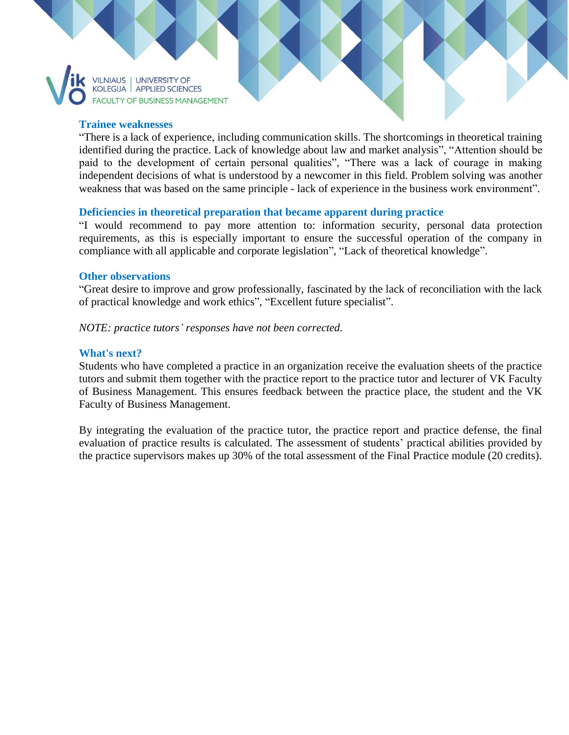### Trainee weaknesses

"There is a lack of experience, including communication skills. The shortcomings in theoretical training identified during the practice. Lack of knowledge about law and market analysis", "Attention should be paid to the development of certain personal qualities", "There was a lack of courage in making independent decisions of what is understood by a newcomer in this field. Problem solving was another weakness that was based on the same principle - lack of experience in the business work environment".

### Deficiencies in theoretical preparation that became apparent during practice

"I would recommend to pay more attention to: information security, personal data protection requirements, as this is especially important to ensure the successful operation of the company in compliance with all applicable and corporate legislation", "Lack of theoretical knowledge".

### Other observations

"Great desire to improve and grow professionally, fascinated by the lack of reconciliation with the lack of practical knowledge and work ethics", "Excellent future specialist".

*NOTE: practice tutors' responses have not been corrected.*

### What's next?

Students who have completed a practice in an organization receive the evaluation sheets of the practice tutors and submit them together with the practice report to the practice tutor and lecturer of VK Faculty of Business Management. This ensures feedback between the practice place, the student and the VK Faculty of Business Management.

By integrating the evaluation of the practice tutor, the practice report and practice defense, the final evaluation of practice results is calculated. The assessment of students' practical abilities provided by the practice supervisors makes up 30% of the total assessment of the Final Practice module (20 credits).